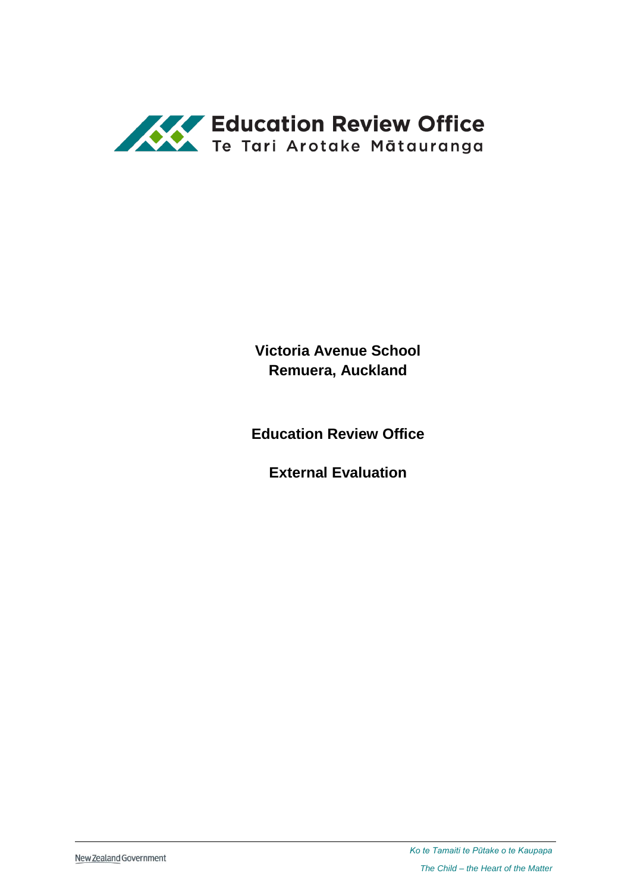**Education Review Office**
Te Tari Arotake Mātauranga

# Victoria Avenue School
# Remuera, Auckland

## Education Review Office

## External Evaluation

New Zealand Government

*Ko te Tamaiti te Pūtake o te Kaupapa*

*The Child – the Heart of the Matter*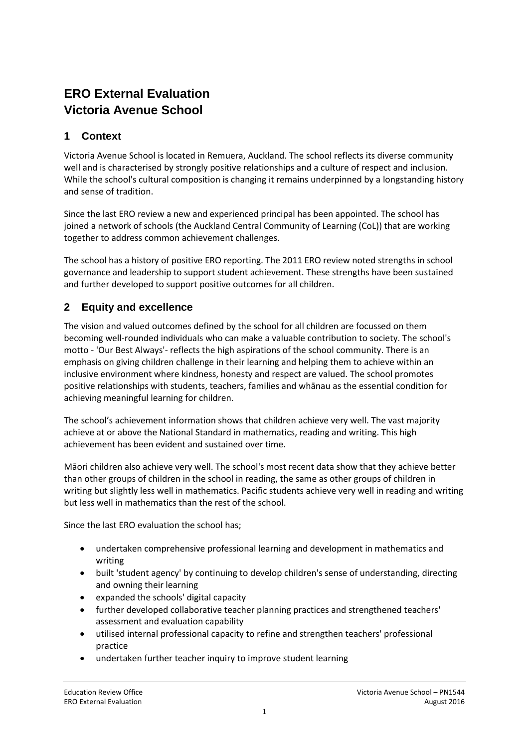# ERO External Evaluation
# Victoria Avenue School

## 1 Context

Victoria Avenue School is located in Remuera, Auckland. The school reflects its diverse community well and is characterised by strongly positive relationships and a culture of respect and inclusion. While the school's cultural composition is changing it remains underpinned by a longstanding history and sense of tradition.

Since the last ERO review a new and experienced principal has been appointed. The school has joined a network of schools (the Auckland Central Community of Learning (CoL)) that are working together to address common achievement challenges.

The school has a history of positive ERO reporting. The 2011 ERO review noted strengths in school governance and leadership to support student achievement. These strengths have been sustained and further developed to support positive outcomes for all children.

## 2 Equity and excellence

The vision and valued outcomes defined by the school for all children are focussed on them becoming well-rounded individuals who can make a valuable contribution to society. The school's motto - 'Our Best Always'- reflects the high aspirations of the school community. There is an emphasis on giving children challenge in their learning and helping them to achieve within an inclusive environment where kindness, honesty and respect are valued. The school promotes positive relationships with students, teachers, families and whānau as the essential condition for achieving meaningful learning for children.

The school's achievement information shows that children achieve very well. The vast majority achieve at or above the National Standard in mathematics, reading and writing. This high achievement has been evident and sustained over time.

Māori children also achieve very well. The school's most recent data show that they achieve better than other groups of children in the school in reading, the same as other groups of children in writing but slightly less well in mathematics. Pacific students achieve very well in reading and writing but less well in mathematics than the rest of the school.

Since the last ERO evaluation the school has;

- undertaken comprehensive professional learning and development in mathematics and writing
- built 'student agency' by continuing to develop children's sense of understanding, directing and owning their learning
- expanded the schools' digital capacity
- further developed collaborative teacher planning practices and strengthened teachers' assessment and evaluation capability
- utilised internal professional capacity to refine and strengthen teachers' professional practice
- undertaken further teacher inquiry to improve student learning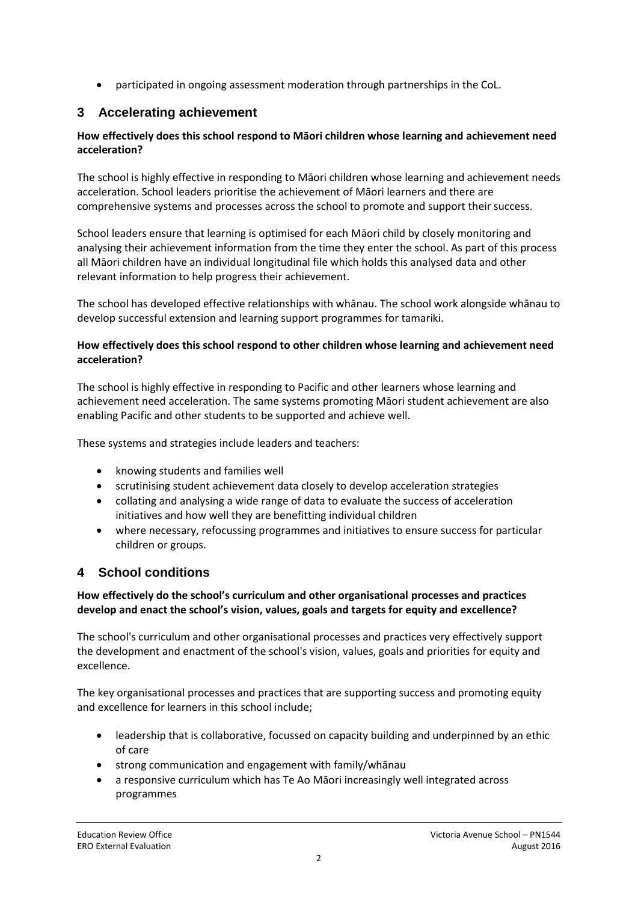- participated in ongoing assessment moderation through partnerships in the CoL.

## 3 Accelerating achievement

**How effectively does this school respond to Māori children whose learning and achievement need acceleration?**

The school is highly effective in responding to Māori children whose learning and achievement needs acceleration. School leaders prioritise the achievement of Māori learners and there are comprehensive systems and processes across the school to promote and support their success.

School leaders ensure that learning is optimised for each Māori child by closely monitoring and analysing their achievement information from the time they enter the school. As part of this process all Māori children have an individual longitudinal file which holds this analysed data and other relevant information to help progress their achievement.

The school has developed effective relationships with whānau. The school work alongside whānau to develop successful extension and learning support programmes for tamariki.

**How effectively does this school respond to other children whose learning and achievement need acceleration?**

The school is highly effective in responding to Pacific and other learners whose learning and achievement need acceleration. The same systems promoting Māori student achievement are also enabling Pacific and other students to be supported and achieve well.

These systems and strategies include leaders and teachers:

- knowing students and families well
- scrutinising student achievement data closely to develop acceleration strategies
- collating and analysing a wide range of data to evaluate the success of acceleration initiatives and how well they are benefitting individual children
- where necessary, refocussing programmes and initiatives to ensure success for particular children or groups.

## 4 School conditions

**How effectively do the school's curriculum and other organisational processes and practices develop and enact the school's vision, values, goals and targets for equity and excellence?**

The school's curriculum and other organisational processes and practices very effectively support the development and enactment of the school's vision, values, goals and priorities for equity and excellence.

The key organisational processes and practices that are supporting success and promoting equity and excellence for learners in this school include;

- leadership that is collaborative, focussed on capacity building and underpinned by an ethic of care
- strong communication and engagement with family/whānau
- a responsive curriculum which has Te Ao Māori increasingly well integrated across programmes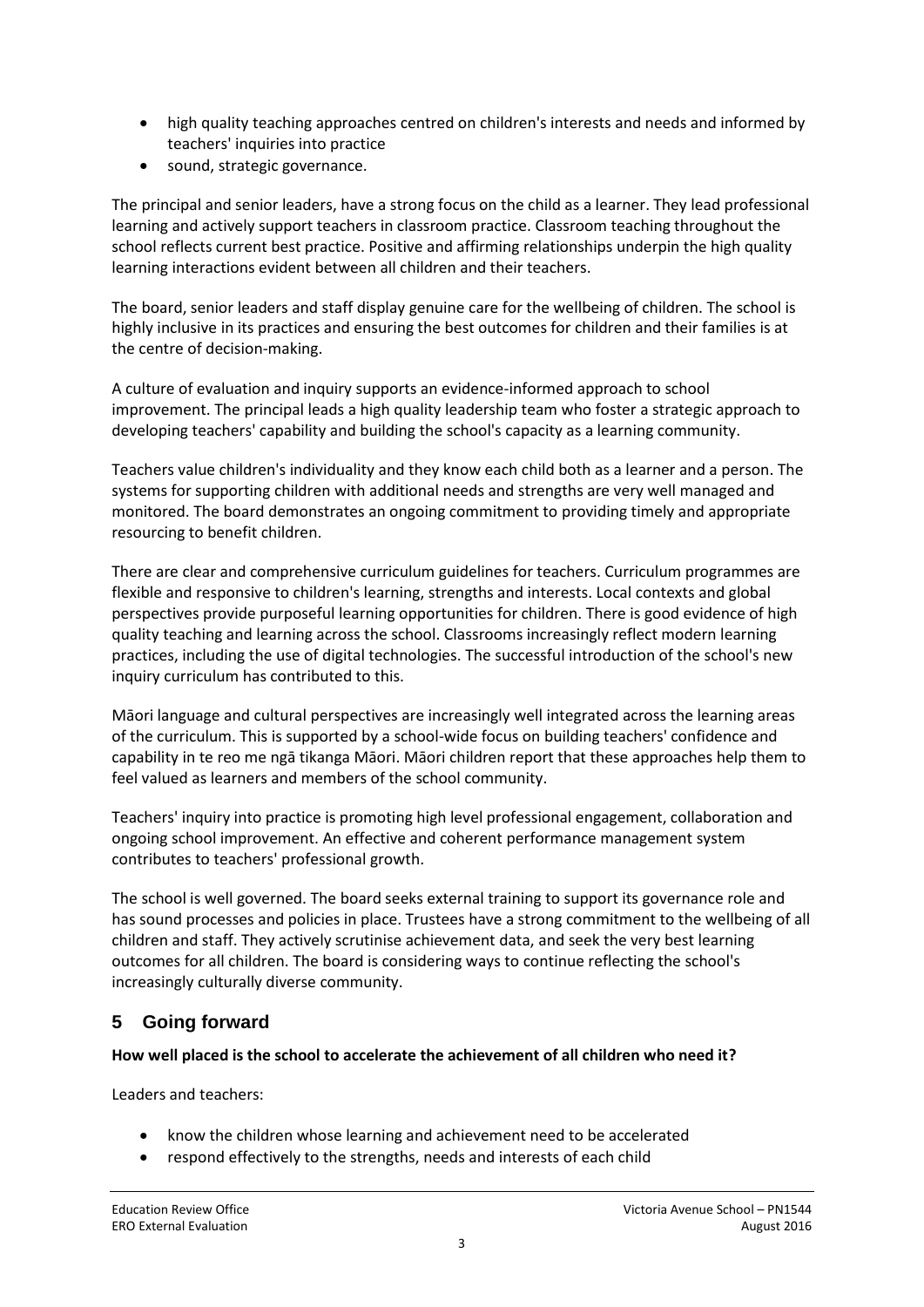- high quality teaching approaches centred on children's interests and needs and informed by teachers' inquiries into practice
- sound, strategic governance.

The principal and senior leaders, have a strong focus on the child as a learner. They lead professional learning and actively support teachers in classroom practice. Classroom teaching throughout the school reflects current best practice. Positive and affirming relationships underpin the high quality learning interactions evident between all children and their teachers.

The board, senior leaders and staff display genuine care for the wellbeing of children. The school is highly inclusive in its practices and ensuring the best outcomes for children and their families is at the centre of decision-making.

A culture of evaluation and inquiry supports an evidence-informed approach to school improvement. The principal leads a high quality leadership team who foster a strategic approach to developing teachers' capability and building the school's capacity as a learning community.

Teachers value children's individuality and they know each child both as a learner and a person. The systems for supporting children with additional needs and strengths are very well managed and monitored. The board demonstrates an ongoing commitment to providing timely and appropriate resourcing to benefit children.

There are clear and comprehensive curriculum guidelines for teachers. Curriculum programmes are flexible and responsive to children's learning, strengths and interests. Local contexts and global perspectives provide purposeful learning opportunities for children. There is good evidence of high quality teaching and learning across the school. Classrooms increasingly reflect modern learning practices, including the use of digital technologies. The successful introduction of the school's new inquiry curriculum has contributed to this.

Māori language and cultural perspectives are increasingly well integrated across the learning areas of the curriculum. This is supported by a school-wide focus on building teachers' confidence and capability in te reo me ngā tikanga Māori. Māori children report that these approaches help them to feel valued as learners and members of the school community.

Teachers' inquiry into practice is promoting high level professional engagement, collaboration and ongoing school improvement. An effective and coherent performance management system contributes to teachers' professional growth.

The school is well governed. The board seeks external training to support its governance role and has sound processes and policies in place. Trustees have a strong commitment to the wellbeing of all children and staff. They actively scrutinise achievement data, and seek the very best learning outcomes for all children. The board is considering ways to continue reflecting the school's increasingly culturally diverse community.

## 5 Going forward

**How well placed is the school to accelerate the achievement of all children who need it?**

Leaders and teachers:

- know the children whose learning and achievement need to be accelerated
- respond effectively to the strengths, needs and interests of each child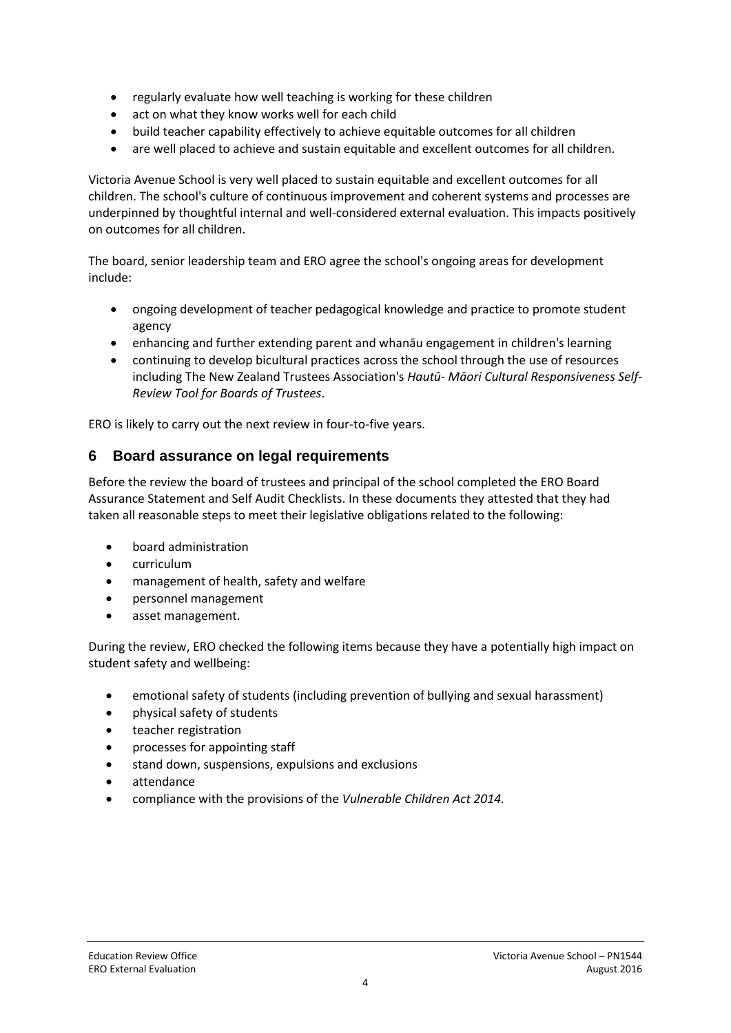- regularly evaluate how well teaching is working for these children
- act on what they know works well for each child
- build teacher capability effectively to achieve equitable outcomes for all children
- are well placed to achieve and sustain equitable and excellent outcomes for all children.

Victoria Avenue School is very well placed to sustain equitable and excellent outcomes for all children. The school's culture of continuous improvement and coherent systems and processes are underpinned by thoughtful internal and well-considered external evaluation. This impacts positively on outcomes for all children.

The board, senior leadership team and ERO agree the school's ongoing areas for development include:

- ongoing development of teacher pedagogical knowledge and practice to promote student agency
- enhancing and further extending parent and whanāu engagement in children's learning
- continuing to develop bicultural practices across the school through the use of resources including The New Zealand Trustees Association's *Hautū- Māori Cultural Responsiveness Self-Review Tool for Boards of Trustees*.

ERO is likely to carry out the next review in four-to-five years.

## 6 Board assurance on legal requirements

Before the review the board of trustees and principal of the school completed the ERO Board Assurance Statement and Self Audit Checklists. In these documents they attested that they had taken all reasonable steps to meet their legislative obligations related to the following:

- board administration
- curriculum
- management of health, safety and welfare
- personnel management
- asset management.

During the review, ERO checked the following items because they have a potentially high impact on student safety and wellbeing:

- emotional safety of students (including prevention of bullying and sexual harassment)
- physical safety of students
- teacher registration
- processes for appointing staff
- stand down, suspensions, expulsions and exclusions
- attendance
- compliance with the provisions of the *Vulnerable Children Act 2014.*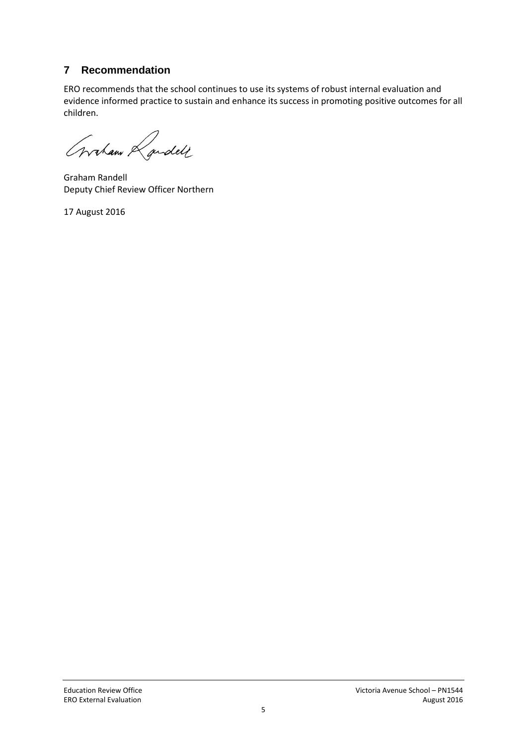## 7 Recommendation

ERO recommends that the school continues to use its systems of robust internal evaluation and evidence informed practice to sustain and enhance its success in promoting positive outcomes for all children.

Graham Randell
Deputy Chief Review Officer Northern

17 August 2016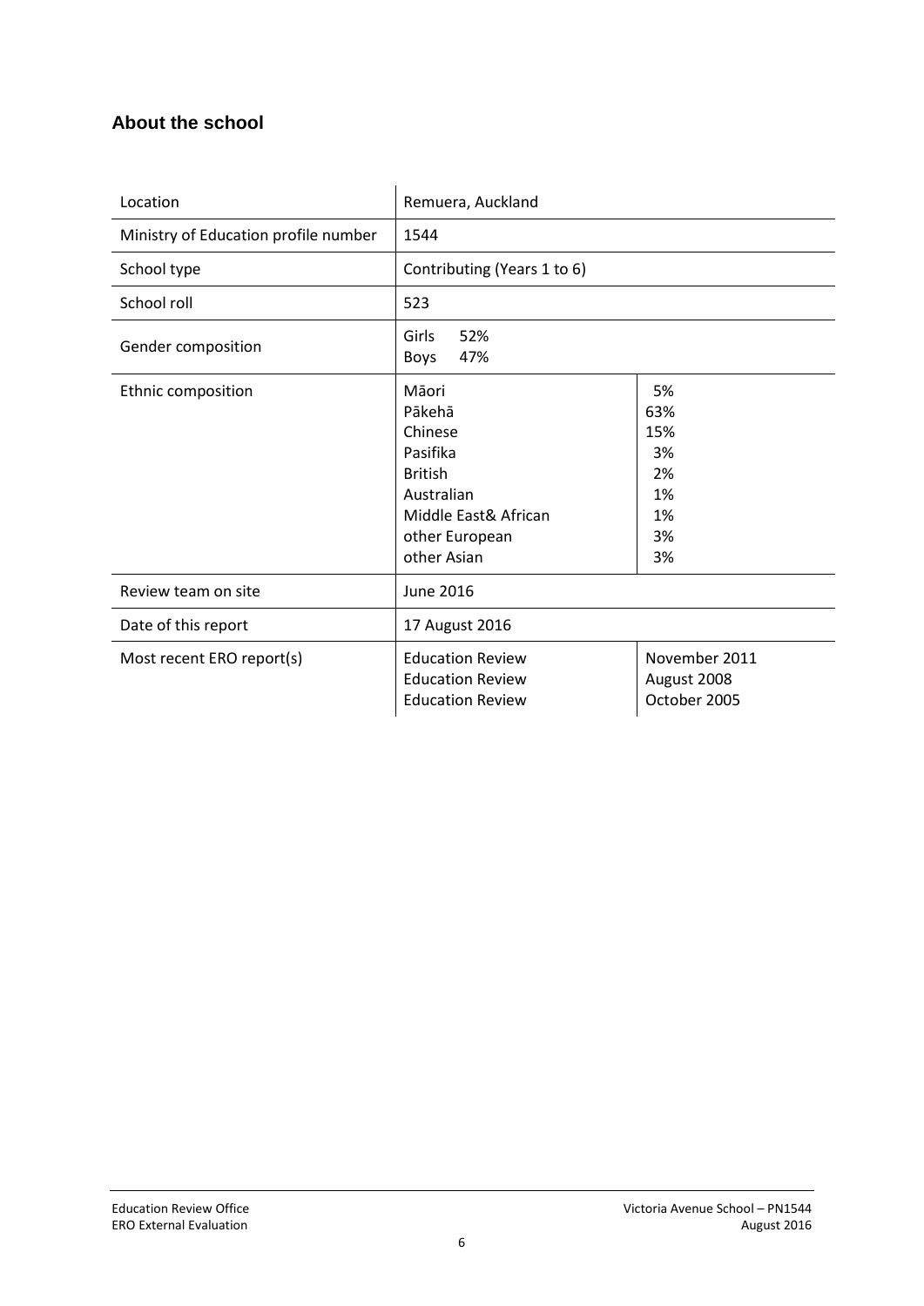## About the school

| | | |
|---|---|---|
| Location | Remuera, Auckland | |
| Ministry of Education profile number | 1544 | |
| School type | Contributing (Years 1 to 6) | |
| School roll | 523 | |
| Gender composition | Girls 52%<br>Boys 47% | |
| Ethnic composition | Māori<br>Pākehā<br>Chinese<br>Pasifika<br>British<br>Australian<br>Middle East& African<br>other European<br>other Asian | 5%<br>63%<br>15%<br>3%<br>2%<br>1%<br>1%<br>3%<br>3% |
| Review team on site | June 2016 | |
| Date of this report | 17 August 2016 | |
| Most recent ERO report(s) | Education Review<br>Education Review<br>Education Review | November 2011<br>August 2008<br>October 2005 |